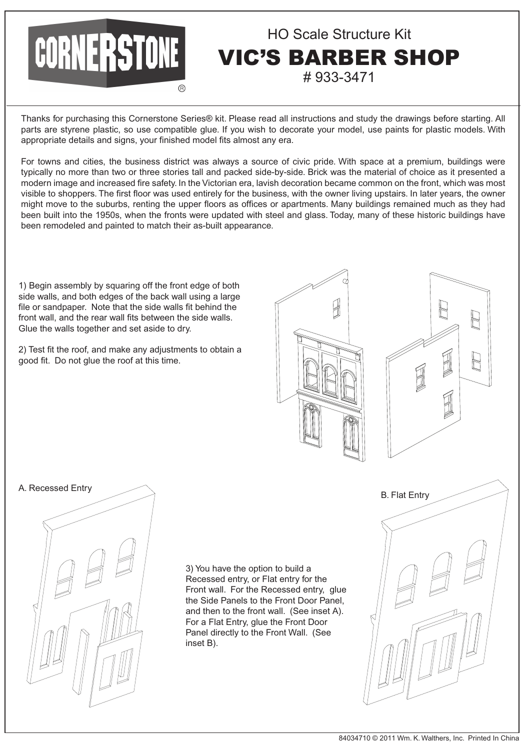# CORNERSTONE®

## HO Scale Structure Kit

# VIC'S BARBER SHOP

# 933-3471

Thanks for purchasing this Cornerstone Series® kit. Please read all instructions and study the drawings before starting. All parts are styrene plastic, so use compatible glue. If you wish to decorate your model, use paints for plastic models. With appropriate details and signs, your finished model fits almost any era.

For towns and cities, the business district was always a source of civic pride. With space at a premium, buildings were typically no more than two or three stories tall and packed side-by-side. Brick was the material of choice as it presented a modern image and increased fire safety. In the Victorian era, lavish decoration became common on the front, which was most visible to shoppers. The first floor was used entirely for the business, with the owner living upstairs. In later years, the owner might move to the suburbs, renting the upper floors as offices or apartments. Many buildings remained much as they had been built into the 1950s, when the fronts were updated with steel and glass. Today, many of these historic buildings have been remodeled and painted to match their as-built appearance.

1) Begin assembly by squaring off the front edge of both side walls, and both edges of the back wall using a large file or sandpaper. Note that the side walls fit behind the front wall, and the rear wall fits between the side walls. Glue the walls together and set aside to dry.

2) Test fit the roof, and make any adjustments to obtain a good fit. Do not glue the roof at this time.

A. Recessed Entry

3) You have the option to build a Recessed entry, or Flat entry for the Front wall. For the Recessed entry, glue the Side Panels to the Front Door Panel, and then to the front wall. (See inset A). For a Flat Entry, glue the Front Door Panel directly to the Front Wall. (See inset B).

B. Flat Entry

84034710 © 2011 Wm. K. Walthers, Inc. Printed In China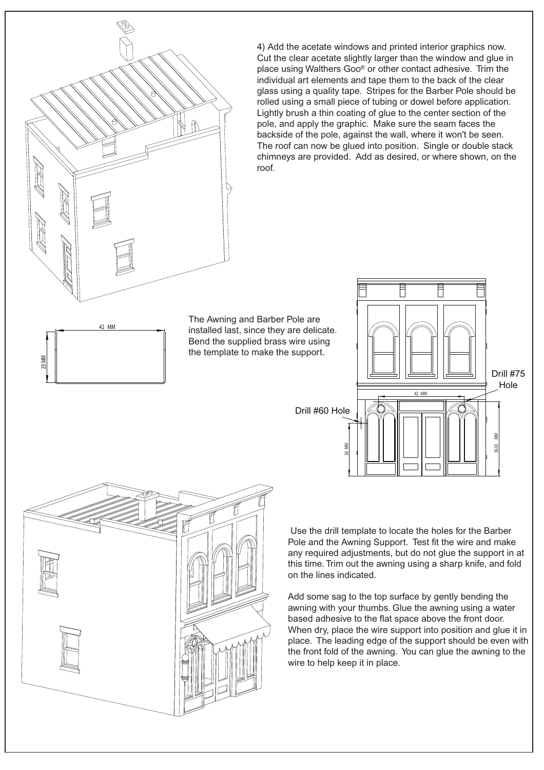4) Add the acetate windows and printed interior graphics now. Cut the clear acetate slightly larger than the window and glue in place using Walthers Goo® or other contact adhesive. Trim the individual art elements and tape them to the back of the clear glass using a quality tape. Stripes for the Barber Pole should be rolled using a small piece of tubing or dowel before application. Lightly brush a thin coating of glue to the center section of the pole, and apply the graphic. Make sure the seam faces the backside of the pole, against the wall, where it won't be seen. The roof can now be glued into position. Single or double stack chimneys are provided. Add as desired, or where shown, on the roof.

42 MM

20 MM

The Awning and Barber Pole are installed last, since they are delicate. Bend the supplied brass wire using the template to make the support.

Drill #75 Hole

42 MM

Drill #60 Hole

26 MM

36.50 MM

Use the drill template to locate the holes for the Barber Pole and the Awning Support. Test fit the wire and make any required adjustments, but do not glue the support in at this time. Trim out the awning using a sharp knife, and fold on the lines indicated.

Add some sag to the top surface by gently bending the awning with your thumbs. Glue the awning using a water based adhesive to the flat space above the front door. When dry, place the wire support into position and glue it in place. The leading edge of the support should be even with the front fold of the awning. You can glue the awning to the wire to help keep it in place.